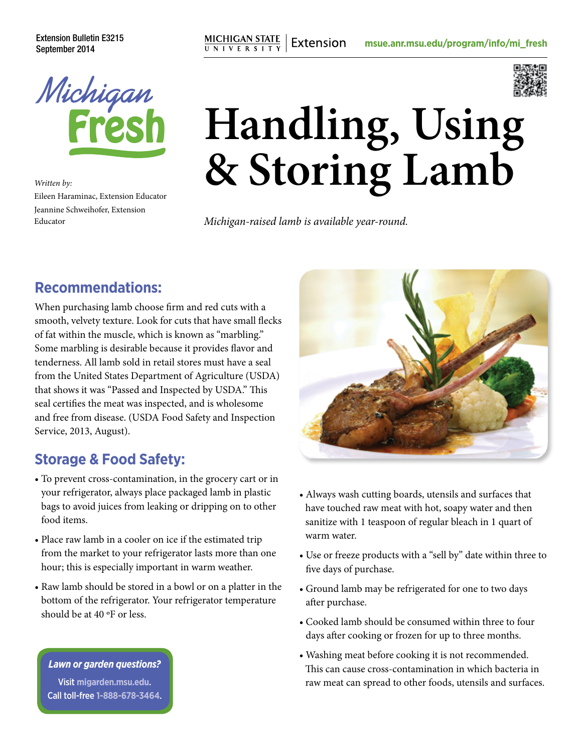Extension Bulletin E3215
September 2014

MICHIGAN STATE UNIVERSITY | Extension    msue.anr.msu.edu/program/info/mi_fresh

Michigan Fresh

# Handling, Using & Storing Lamb

*Written by:*
Eileen Haraminac, Extension Educator
Jeannine Schweihofer, Extension Educator

*Michigan-raised lamb is available year-round.*

## Recommendations:

When purchasing lamb choose firm and red cuts with a smooth, velvety texture. Look for cuts that have small flecks of fat within the muscle, which is known as "marbling." Some marbling is desirable because it provides flavor and tenderness. All lamb sold in retail stores must have a seal from the United States Department of Agriculture (USDA) that shows it was "Passed and Inspected by USDA." This seal certifies the meat was inspected, and is wholesome and free from disease. (USDA Food Safety and Inspection Service, 2013, August).

## Storage & Food Safety:

- To prevent cross-contamination, in the grocery cart or in your refrigerator, always place packaged lamb in plastic bags to avoid juices from leaking or dripping on to other food items.
- Place raw lamb in a cooler on ice if the estimated trip from the market to your refrigerator lasts more than one hour; this is especially important in warm weather.
- Raw lamb should be stored in a bowl or on a platter in the bottom of the refrigerator. Your refrigerator temperature should be at 40 ºF or less.
- Always wash cutting boards, utensils and surfaces that have touched raw meat with hot, soapy water and then sanitize with 1 teaspoon of regular bleach in 1 quart of warm water.
- Use or freeze products with a "sell by" date within three to five days of purchase.
- Ground lamb may be refrigerated for one to two days after purchase.
- Cooked lamb should be consumed within three to four days after cooking or frozen for up to three months.
- Washing meat before cooking it is not recommended. This can cause cross-contamination in which bacteria in raw meat can spread to other foods, utensils and surfaces.

***Lawn or garden questions?***
Visit migarden.msu.edu.
Call toll-free 1-888-678-3464.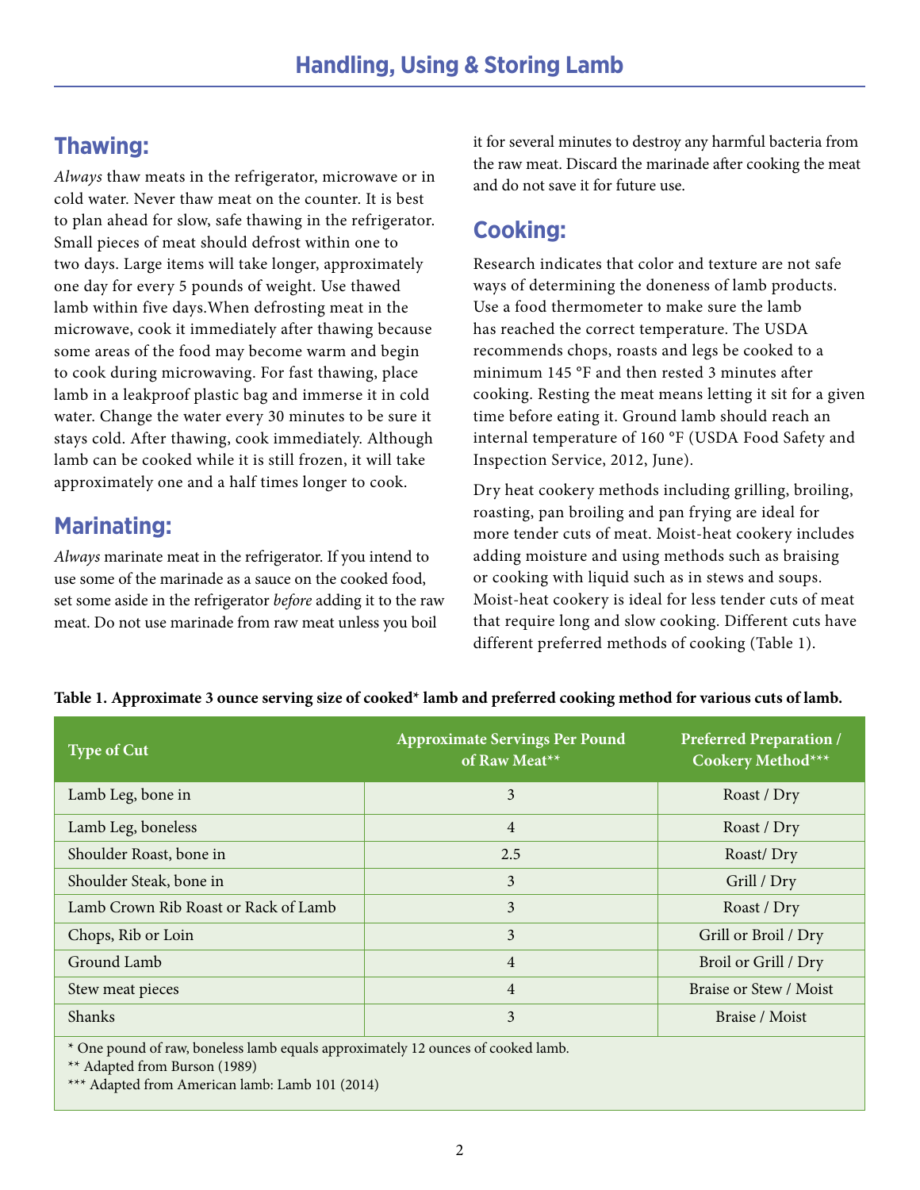# Handling, Using & Storing Lamb

## Thawing:

*Always* thaw meats in the refrigerator, microwave or in cold water. Never thaw meat on the counter. It is best to plan ahead for slow, safe thawing in the refrigerator. Small pieces of meat should defrost within one to two days. Large items will take longer, approximately one day for every 5 pounds of weight. Use thawed lamb within five days.When defrosting meat in the microwave, cook it immediately after thawing because some areas of the food may become warm and begin to cook during microwaving. For fast thawing, place lamb in a leakproof plastic bag and immerse it in cold water. Change the water every 30 minutes to be sure it stays cold. After thawing, cook immediately. Although lamb can be cooked while it is still frozen, it will take approximately one and a half times longer to cook.

## Marinating:

*Always* marinate meat in the refrigerator. If you intend to use some of the marinade as a sauce on the cooked food, set some aside in the refrigerator *before* adding it to the raw meat. Do not use marinade from raw meat unless you boil it for several minutes to destroy any harmful bacteria from the raw meat. Discard the marinade after cooking the meat and do not save it for future use.

## Cooking:

Research indicates that color and texture are not safe ways of determining the doneness of lamb products. Use a food thermometer to make sure the lamb has reached the correct temperature. The USDA recommends chops, roasts and legs be cooked to a minimum 145 °F and then rested 3 minutes after cooking. Resting the meat means letting it sit for a given time before eating it. Ground lamb should reach an internal temperature of 160 °F (USDA Food Safety and Inspection Service, 2012, June).

Dry heat cookery methods including grilling, broiling, roasting, pan broiling and pan frying are ideal for more tender cuts of meat. Moist-heat cookery includes adding moisture and using methods such as braising or cooking with liquid such as in stews and soups. Moist-heat cookery is ideal for less tender cuts of meat that require long and slow cooking. Different cuts have different preferred methods of cooking (Table 1).

**Table 1. Approximate 3 ounce serving size of cooked* lamb and preferred cooking method for various cuts of lamb.**

| Type of Cut | Approximate Servings Per Pound of Raw Meat** | Preferred Preparation / Cookery Method*** |
|---|---|---|
| Lamb Leg, bone in | 3 | Roast / Dry |
| Lamb Leg, boneless | 4 | Roast / Dry |
| Shoulder Roast, bone in | 2.5 | Roast/ Dry |
| Shoulder Steak, bone in | 3 | Grill / Dry |
| Lamb Crown Rib Roast or Rack of Lamb | 3 | Roast / Dry |
| Chops, Rib or Loin | 3 | Grill or Broil / Dry |
| Ground Lamb | 4 | Broil or Grill / Dry |
| Stew meat pieces | 4 | Braise or Stew / Moist |
| Shanks | 3 | Braise / Moist |

\* One pound of raw, boneless lamb equals approximately 12 ounces of cooked lamb.
** Adapted from Burson (1989)
*** Adapted from American lamb: Lamb 101 (2014)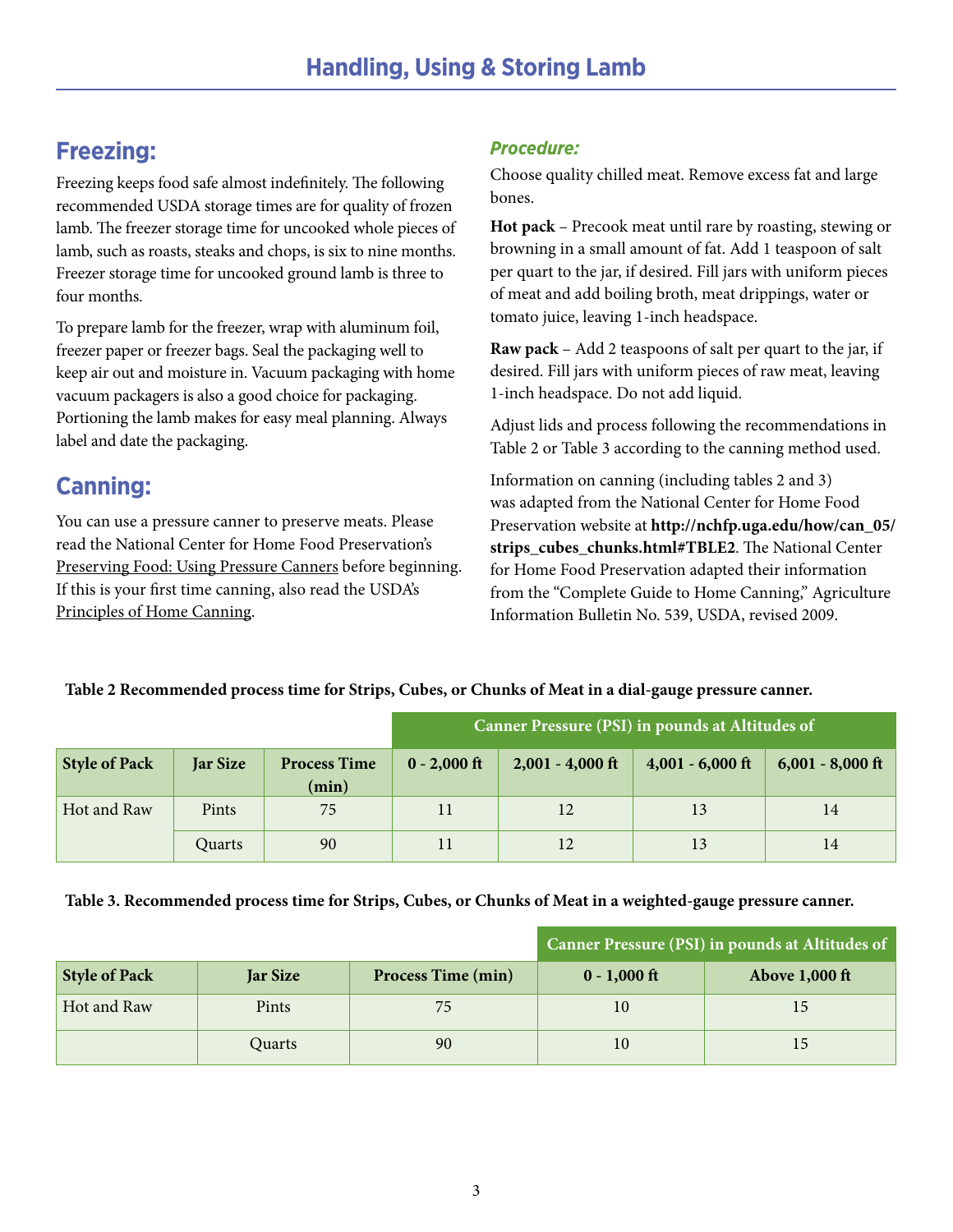# Handling, Using & Storing Lamb

## Freezing:

Freezing keeps food safe almost indefinitely. The following recommended USDA storage times are for quality of frozen lamb. The freezer storage time for uncooked whole pieces of lamb, such as roasts, steaks and chops, is six to nine months. Freezer storage time for uncooked ground lamb is three to four months.

To prepare lamb for the freezer, wrap with aluminum foil, freezer paper or freezer bags. Seal the packaging well to keep air out and moisture in. Vacuum packaging with home vacuum packagers is also a good choice for packaging. Portioning the lamb makes for easy meal planning. Always label and date the packaging.

## Canning:

You can use a pressure canner to preserve meats. Please read the National Center for Home Food Preservation's Preserving Food: Using Pressure Canners before beginning. If this is your first time canning, also read the USDA's Principles of Home Canning.

### *Procedure:*

Choose quality chilled meat. Remove excess fat and large bones.

**Hot pack** – Precook meat until rare by roasting, stewing or browning in a small amount of fat. Add 1 teaspoon of salt per quart to the jar, if desired. Fill jars with uniform pieces of meat and add boiling broth, meat drippings, water or tomato juice, leaving 1-inch headspace.

**Raw pack** – Add 2 teaspoons of salt per quart to the jar, if desired. Fill jars with uniform pieces of raw meat, leaving 1-inch headspace. Do not add liquid.

Adjust lids and process following the recommendations in Table 2 or Table 3 according to the canning method used.

Information on canning (including tables 2 and 3) was adapted from the National Center for Home Food Preservation website at **http://nchfp.uga.edu/how/can_05/strips_cubes_chunks.html#TBLE2**. The National Center for Home Food Preservation adapted their information from the "Complete Guide to Home Canning," Agriculture Information Bulletin No. 539, USDA, revised 2009.

**Table 2 Recommended process time for Strips, Cubes, or Chunks of Meat in a dial-gauge pressure canner.**

| | | | Canner Pressure (PSI) in pounds at Altitudes of | | | |
|---|---|---|---|---|---|---|
| **Style of Pack** | **Jar Size** | **Process Time (min)** | **0 - 2,000 ft** | **2,001 - 4,000 ft** | **4,001 - 6,000 ft** | **6,001 - 8,000 ft** |
| Hot and Raw | Pints | 75 | 11 | 12 | 13 | 14 |
| | Quarts | 90 | 11 | 12 | 13 | 14 |

**Table 3. Recommended process time for Strips, Cubes, or Chunks of Meat in a weighted-gauge pressure canner.**

| | | | Canner Pressure (PSI) in pounds at Altitudes of | |
|---|---|---|---|---|
| **Style of Pack** | **Jar Size** | **Process Time (min)** | **0 - 1,000 ft** | **Above 1,000 ft** |
| Hot and Raw | Pints | 75 | 10 | 15 |
| | Quarts | 90 | 10 | 15 |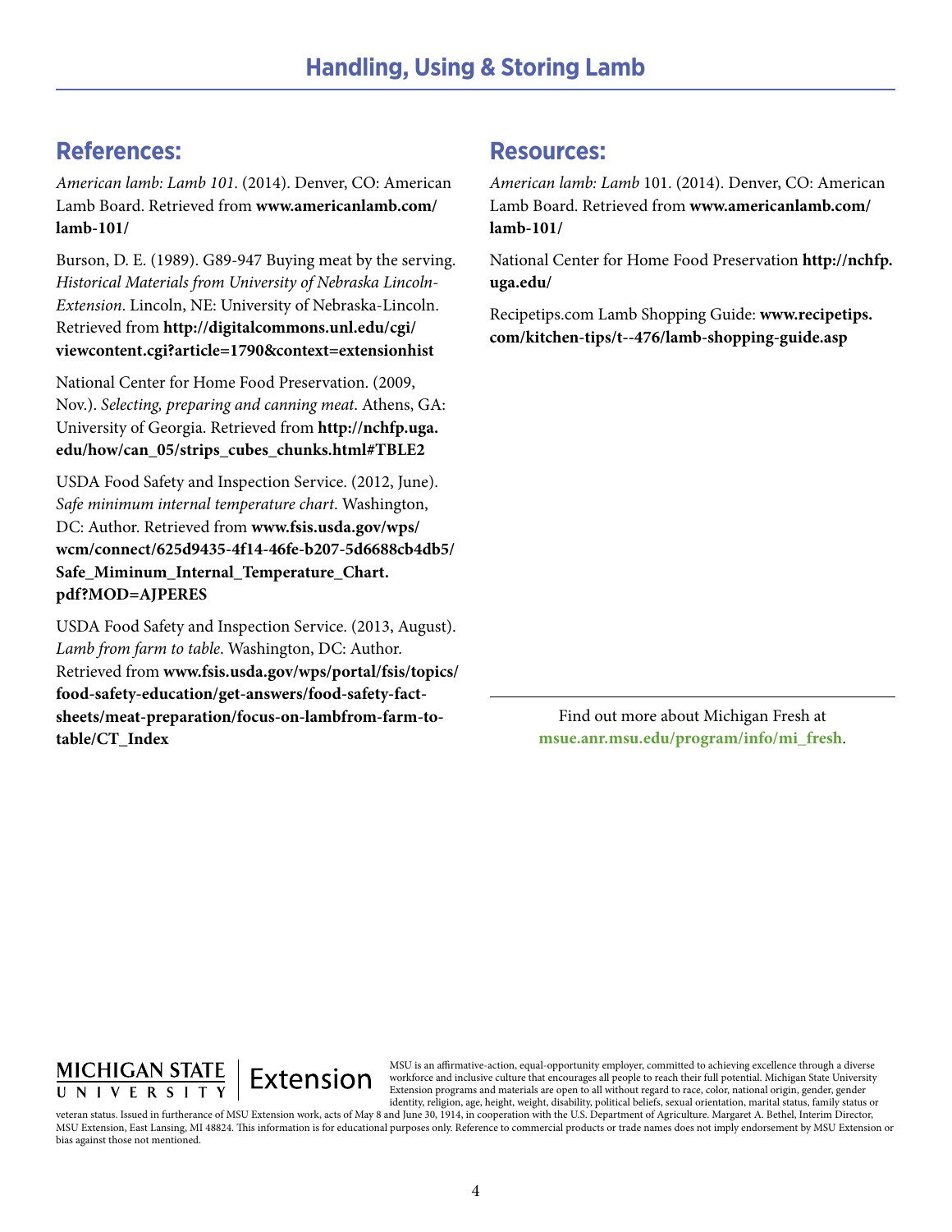## References:

*American lamb: Lamb 101*. (2014). Denver, CO: American Lamb Board. Retrieved from **www.americanlamb.com/lamb-101/**

Burson, D. E. (1989). G89-947 Buying meat by the serving. *Historical Materials from University of Nebraska Lincoln-Extension*. Lincoln, NE: University of Nebraska-Lincoln. Retrieved from **http://digitalcommons.unl.edu/cgi/viewcontent.cgi?article=1790&context=extensionhist**

National Center for Home Food Preservation. (2009, Nov.). *Selecting, preparing and canning meat*. Athens, GA: University of Georgia. Retrieved from **http://nchfp.uga.edu/how/can_05/strips_cubes_chunks.html#TBLE2**

USDA Food Safety and Inspection Service. (2012, June). *Safe minimum internal temperature chart*. Washington, DC: Author. Retrieved from **www.fsis.usda.gov/wps/wcm/connect/625d9435-4f14-46fe-b207-5d6688cb4db5/Safe_Miminum_Internal_Temperature_Chart.pdf?MOD=AJPERES**

USDA Food Safety and Inspection Service. (2013, August). *Lamb from farm to table*. Washington, DC: Author. Retrieved from **www.fsis.usda.gov/wps/portal/fsis/topics/food-safety-education/get-answers/food-safety-fact-sheets/meat-preparation/focus-on-lambfrom-farm-to-table/CT_Index**

## Resources:

*American lamb: Lamb* 101. (2014). Denver, CO: American Lamb Board. Retrieved from **www.americanlamb.com/lamb-101/**

National Center for Home Food Preservation **http://nchfp.uga.edu/**

Recipetips.com Lamb Shopping Guide: **www.recipetips.com/kitchen-tips/t--476/lamb-shopping-guide.asp**

---

Find out more about Michigan Fresh at **msue.anr.msu.edu/program/info/mi_fresh**.

MICHIGAN STATE UNIVERSITY | Extension

MSU is an affirmative-action, equal-opportunity employer, committed to achieving excellence through a diverse workforce and inclusive culture that encourages all people to reach their full potential. Michigan State University Extension programs and materials are open to all without regard to race, color, national origin, gender, gender identity, religion, age, height, weight, disability, political beliefs, sexual orientation, marital status, family status or veteran status. Issued in furtherance of MSU Extension work, acts of May 8 and June 30, 1914, in cooperation with the U.S. Department of Agriculture. Margaret A. Bethel, Interim Director, MSU Extension, East Lansing, MI 48824. This information is for educational purposes only. Reference to commercial products or trade names does not imply endorsement by MSU Extension or bias against those not mentioned.